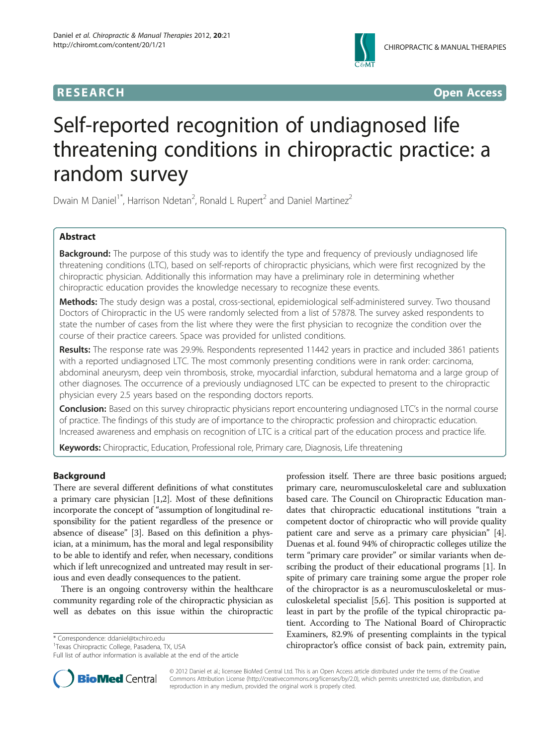**RESEARCH** **Open Access**

# Self-reported recognition of undiagnosed life threatening conditions in chiropractic practice: a random survey

Dwain M Daniel[1*], Harrison Ndetan[2], Ronald L Rupert[2] and Daniel Martinez[2]

## Abstract

**Background:** The purpose of this study was to identify the type and frequency of previously undiagnosed life threatening conditions (LTC), based on self-reports of chiropractic physicians, which were first recognized by the chiropractic physician. Additionally this information may have a preliminary role in determining whether chiropractic education provides the knowledge necessary to recognize these events.

**Methods:** The study design was a postal, cross-sectional, epidemiological self-administered survey. Two thousand Doctors of Chiropractic in the US were randomly selected from a list of 57878. The survey asked respondents to state the number of cases from the list where they were the first physician to recognize the condition over the course of their practice careers. Space was provided for unlisted conditions.

**Results:** The response rate was 29.9%. Respondents represented 11442 years in practice and included 3861 patients with a reported undiagnosed LTC. The most commonly presenting conditions were in rank order: carcinoma, abdominal aneurysm, deep vein thrombosis, stroke, myocardial infarction, subdural hematoma and a large group of other diagnoses. The occurrence of a previously undiagnosed LTC can be expected to present to the chiropractic physician every 2.5 years based on the responding doctors reports.

**Conclusion:** Based on this survey chiropractic physicians report encountering undiagnosed LTC's in the normal course of practice. The findings of this study are of importance to the chiropractic profession and chiropractic education. Increased awareness and emphasis on recognition of LTC is a critical part of the education process and practice life.

**Keywords:** Chiropractic, Education, Professional role, Primary care, Diagnosis, Life threatening

## Background

There are several different definitions of what constitutes a primary care physician [1,2]. Most of these definitions incorporate the concept of "assumption of longitudinal responsibility for the patient regardless of the presence or absence of disease" [3]. Based on this definition a physician, at a minimum, has the moral and legal responsibility to be able to identify and refer, when necessary, conditions which if left unrecognized and untreated may result in serious and even deadly consequences to the patient.

There is an ongoing controversy within the healthcare community regarding role of the chiropractic physician as well as debates on this issue within the chiropractic profession itself. There are three basic positions argued; primary care, neuromusculoskeletal care and subluxation based care. The Council on Chiropractic Education mandates that chiropractic educational institutions "train a competent doctor of chiropractic who will provide quality patient care and serve as a primary care physician" [4]. Duenas et al. found 94% of chiropractic colleges utilize the term "primary care provider" or similar variants when describing the product of their educational programs [1]. In spite of primary care training some argue the proper role of the chiropractor is as a neuromusculoskeletal or musculoskeletal specialist [5,6]. This position is supported at least in part by the profile of the typical chiropractic patient. According to The National Board of Chiropractic Examiners, 82.9% of presenting complaints in the typical chiropractor's office consist of back pain, extremity pain,

\* Correspondence: ddaniel@txchiro.edu
[1]Texas Chiropractic College, Pasadena, TX, USA
Full list of author information is available at the end of the article

© 2012 Daniel et al.; licensee BioMed Central Ltd. This is an Open Access article distributed under the terms of the Creative Commons Attribution License (http://creativecommons.org/licenses/by/2.0), which permits unrestricted use, distribution, and reproduction in any medium, provided the original work is properly cited.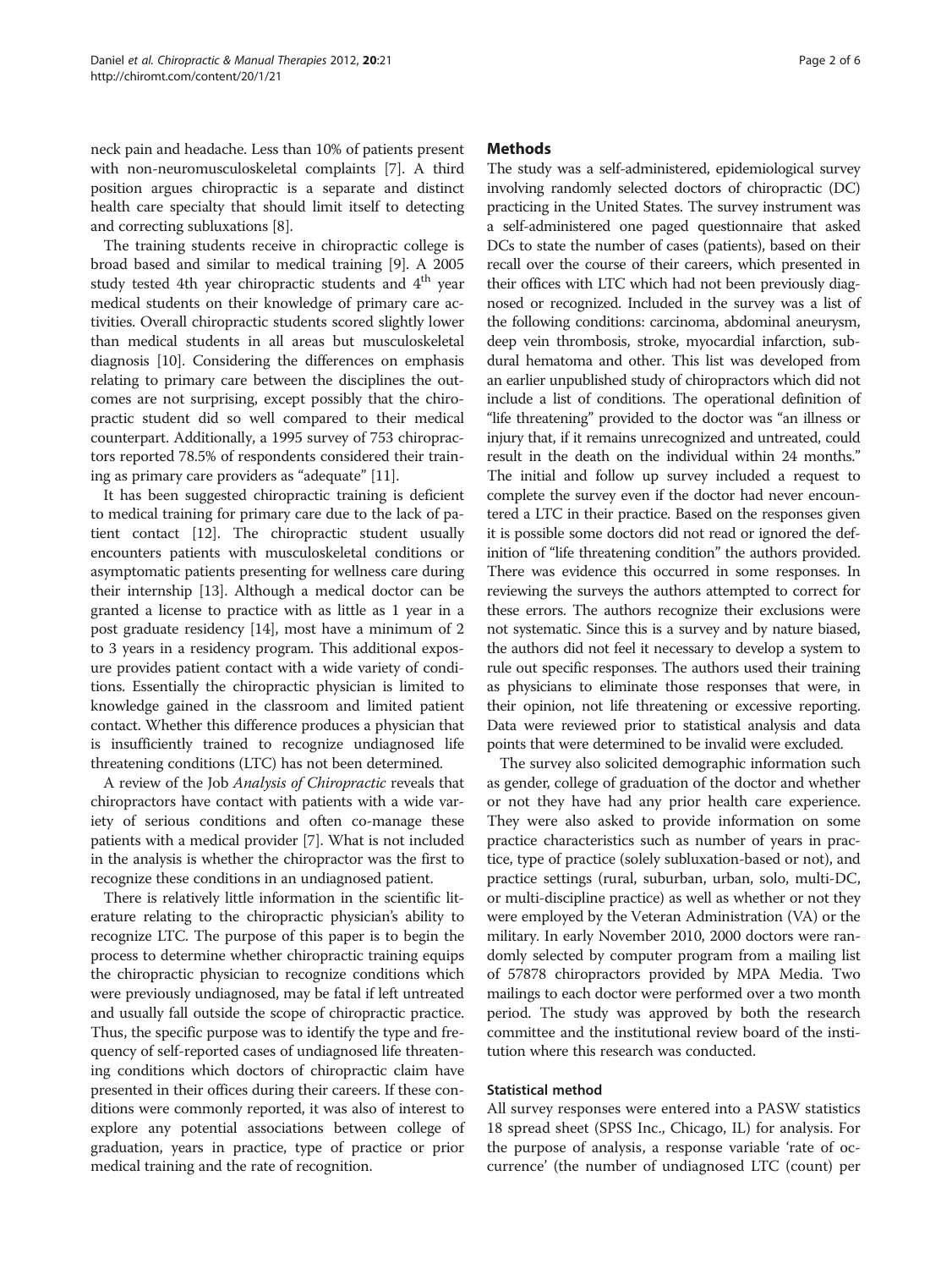neck pain and headache. Less than 10% of patients present with non-neuromusculoskeletal complaints [7]. A third position argues chiropractic is a separate and distinct health care specialty that should limit itself to detecting and correcting subluxations [8].

The training students receive in chiropractic college is broad based and similar to medical training [9]. A 2005 study tested 4th year chiropractic students and 4th year medical students on their knowledge of primary care activities. Overall chiropractic students scored slightly lower than medical students in all areas but musculoskeletal diagnosis [10]. Considering the differences on emphasis relating to primary care between the disciplines the outcomes are not surprising, except possibly that the chiropractic student did so well compared to their medical counterpart. Additionally, a 1995 survey of 753 chiropractors reported 78.5% of respondents considered their training as primary care providers as "adequate" [11].

It has been suggested chiropractic training is deficient to medical training for primary care due to the lack of patient contact [12]. The chiropractic student usually encounters patients with musculoskeletal conditions or asymptomatic patients presenting for wellness care during their internship [13]. Although a medical doctor can be granted a license to practice with as little as 1 year in a post graduate residency [14], most have a minimum of 2 to 3 years in a residency program. This additional exposure provides patient contact with a wide variety of conditions. Essentially the chiropractic physician is limited to knowledge gained in the classroom and limited patient contact. Whether this difference produces a physician that is insufficiently trained to recognize undiagnosed life threatening conditions (LTC) has not been determined.

A review of the Job *Analysis of Chiropractic* reveals that chiropractors have contact with patients with a wide variety of serious conditions and often co-manage these patients with a medical provider [7]. What is not included in the analysis is whether the chiropractor was the first to recognize these conditions in an undiagnosed patient.

There is relatively little information in the scientific literature relating to the chiropractic physician's ability to recognize LTC. The purpose of this paper is to begin the process to determine whether chiropractic training equips the chiropractic physician to recognize conditions which were previously undiagnosed, may be fatal if left untreated and usually fall outside the scope of chiropractic practice. Thus, the specific purpose was to identify the type and frequency of self-reported cases of undiagnosed life threatening conditions which doctors of chiropractic claim have presented in their offices during their careers. If these conditions were commonly reported, it was also of interest to explore any potential associations between college of graduation, years in practice, type of practice or prior medical training and the rate of recognition.

## Methods

The study was a self-administered, epidemiological survey involving randomly selected doctors of chiropractic (DC) practicing in the United States. The survey instrument was a self-administered one paged questionnaire that asked DCs to state the number of cases (patients), based on their recall over the course of their careers, which presented in their offices with LTC which had not been previously diagnosed or recognized. Included in the survey was a list of the following conditions: carcinoma, abdominal aneurysm, deep vein thrombosis, stroke, myocardial infarction, subdural hematoma and other. This list was developed from an earlier unpublished study of chiropractors which did not include a list of conditions. The operational definition of "life threatening" provided to the doctor was "an illness or injury that, if it remains unrecognized and untreated, could result in the death on the individual within 24 months." The initial and follow up survey included a request to complete the survey even if the doctor had never encountered a LTC in their practice. Based on the responses given it is possible some doctors did not read or ignored the definition of "life threatening condition" the authors provided. There was evidence this occurred in some responses. In reviewing the surveys the authors attempted to correct for these errors. The authors recognize their exclusions were not systematic. Since this is a survey and by nature biased, the authors did not feel it necessary to develop a system to rule out specific responses. The authors used their training as physicians to eliminate those responses that were, in their opinion, not life threatening or excessive reporting. Data were reviewed prior to statistical analysis and data points that were determined to be invalid were excluded.

The survey also solicited demographic information such as gender, college of graduation of the doctor and whether or not they have had any prior health care experience. They were also asked to provide information on some practice characteristics such as number of years in practice, type of practice (solely subluxation-based or not), and practice settings (rural, suburban, urban, solo, multi-DC, or multi-discipline practice) as well as whether or not they were employed by the Veteran Administration (VA) or the military. In early November 2010, 2000 doctors were randomly selected by computer program from a mailing list of 57878 chiropractors provided by MPA Media. Two mailings to each doctor were performed over a two month period. The study was approved by both the research committee and the institutional review board of the institution where this research was conducted.

### Statistical method

All survey responses were entered into a PASW statistics 18 spread sheet (SPSS Inc., Chicago, IL) for analysis. For the purpose of analysis, a response variable 'rate of occurrence' (the number of undiagnosed LTC (count) per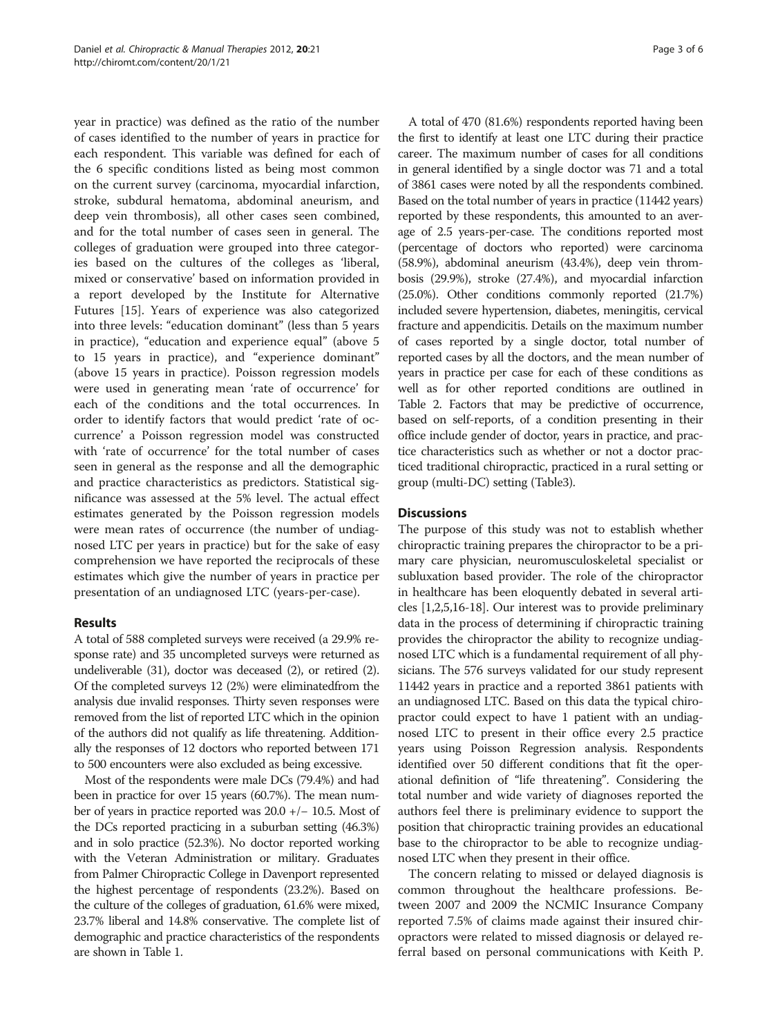year in practice) was defined as the ratio of the number of cases identified to the number of years in practice for each respondent. This variable was defined for each of the 6 specific conditions listed as being most common on the current survey (carcinoma, myocardial infarction, stroke, subdural hematoma, abdominal aneurism, and deep vein thrombosis), all other cases seen combined, and for the total number of cases seen in general. The colleges of graduation were grouped into three categories based on the cultures of the colleges as 'liberal, mixed or conservative' based on information provided in a report developed by the Institute for Alternative Futures [15]. Years of experience was also categorized into three levels: "education dominant" (less than 5 years in practice), "education and experience equal" (above 5 to 15 years in practice), and "experience dominant" (above 15 years in practice). Poisson regression models were used in generating mean 'rate of occurrence' for each of the conditions and the total occurrences. In order to identify factors that would predict 'rate of occurrence' a Poisson regression model was constructed with 'rate of occurrence' for the total number of cases seen in general as the response and all the demographic and practice characteristics as predictors. Statistical significance was assessed at the 5% level. The actual effect estimates generated by the Poisson regression models were mean rates of occurrence (the number of undiagnosed LTC per years in practice) but for the sake of easy comprehension we have reported the reciprocals of these estimates which give the number of years in practice per presentation of an undiagnosed LTC (years-per-case).

## Results

A total of 588 completed surveys were received (a 29.9% response rate) and 35 uncompleted surveys were returned as undeliverable (31), doctor was deceased (2), or retired (2). Of the completed surveys 12 (2%) were eliminatedfrom the analysis due invalid responses. Thirty seven responses were removed from the list of reported LTC which in the opinion of the authors did not qualify as life threatening. Additionally the responses of 12 doctors who reported between 171 to 500 encounters were also excluded as being excessive.

Most of the respondents were male DCs (79.4%) and had been in practice for over 15 years (60.7%). The mean number of years in practice reported was 20.0 +/− 10.5. Most of the DCs reported practicing in a suburban setting (46.3%) and in solo practice (52.3%). No doctor reported working with the Veteran Administration or military. Graduates from Palmer Chiropractic College in Davenport represented the highest percentage of respondents (23.2%). Based on the culture of the colleges of graduation, 61.6% were mixed, 23.7% liberal and 14.8% conservative. The complete list of demographic and practice characteristics of the respondents are shown in Table 1.

A total of 470 (81.6%) respondents reported having been the first to identify at least one LTC during their practice career. The maximum number of cases for all conditions in general identified by a single doctor was 71 and a total of 3861 cases were noted by all the respondents combined. Based on the total number of years in practice (11442 years) reported by these respondents, this amounted to an average of 2.5 years-per-case. The conditions reported most (percentage of doctors who reported) were carcinoma (58.9%), abdominal aneurism (43.4%), deep vein thrombosis (29.9%), stroke (27.4%), and myocardial infarction (25.0%). Other conditions commonly reported (21.7%) included severe hypertension, diabetes, meningitis, cervical fracture and appendicitis. Details on the maximum number of cases reported by a single doctor, total number of reported cases by all the doctors, and the mean number of years in practice per case for each of these conditions as well as for other reported conditions are outlined in Table 2. Factors that may be predictive of occurrence, based on self-reports, of a condition presenting in their office include gender of doctor, years in practice, and practice characteristics such as whether or not a doctor practiced traditional chiropractic, practiced in a rural setting or group (multi-DC) setting (Table3).

## Discussions

The purpose of this study was not to establish whether chiropractic training prepares the chiropractor to be a primary care physician, neuromusculoskeletal specialist or subluxation based provider. The role of the chiropractor in healthcare has been eloquently debated in several articles [1,2,5,16-18]. Our interest was to provide preliminary data in the process of determining if chiropractic training provides the chiropractor the ability to recognize undiagnosed LTC which is a fundamental requirement of all physicians. The 576 surveys validated for our study represent 11442 years in practice and a reported 3861 patients with an undiagnosed LTC. Based on this data the typical chiropractor could expect to have 1 patient with an undiagnosed LTC to present in their office every 2.5 practice years using Poisson Regression analysis. Respondents identified over 50 different conditions that fit the operational definition of "life threatening". Considering the total number and wide variety of diagnoses reported the authors feel there is preliminary evidence to support the position that chiropractic training provides an educational base to the chiropractor to be able to recognize undiagnosed LTC when they present in their office.

The concern relating to missed or delayed diagnosis is common throughout the healthcare professions. Between 2007 and 2009 the NCMIC Insurance Company reported 7.5% of claims made against their insured chiropractors were related to missed diagnosis or delayed referral based on personal communications with Keith P.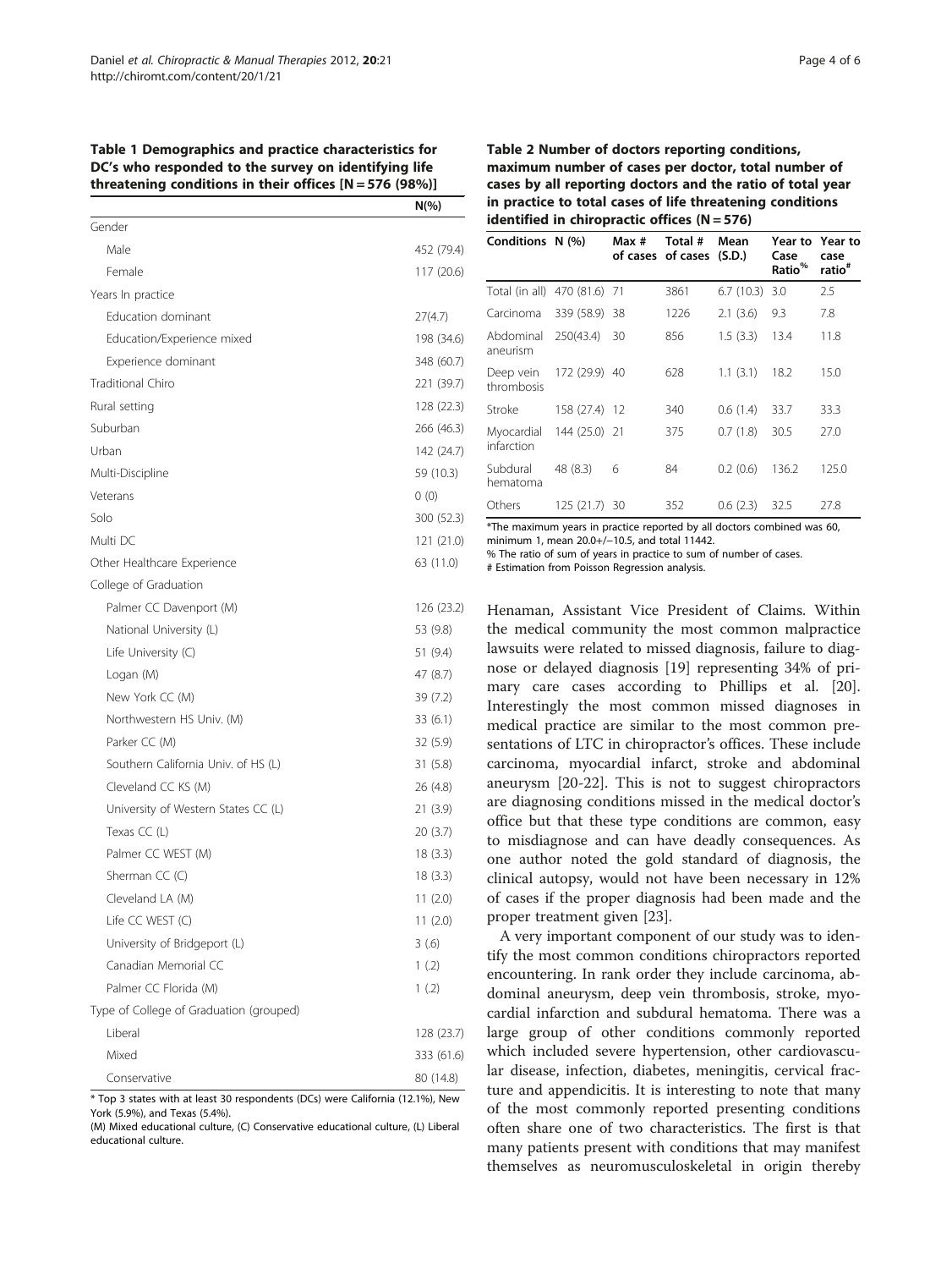**Table 1 Demographics and practice characteristics for DC's who responded to the survey on identifying life threatening conditions in their offices [N = 576 (98%)]**

| | N(%) |
|---|---|
| Gender | |
| Male | 452 (79.4) |
| Female | 117 (20.6) |
| Years In practice | |
| Education dominant | 27(4.7) |
| Education/Experience mixed | 198 (34.6) |
| Experience dominant | 348 (60.7) |
| Traditional Chiro | 221 (39.7) |
| Rural setting | 128 (22.3) |
| Suburban | 266 (46.3) |
| Urban | 142 (24.7) |
| Multi-Discipline | 59 (10.3) |
| Veterans | 0 (0) |
| Solo | 300 (52.3) |
| Multi DC | 121 (21.0) |
| Other Healthcare Experience | 63 (11.0) |
| College of Graduation | |
| Palmer CC Davenport (M) | 126 (23.2) |
| National University (L) | 53 (9.8) |
| Life University (C) | 51 (9.4) |
| Logan (M) | 47 (8.7) |
| New York CC (M) | 39 (7.2) |
| Northwestern HS Univ. (M) | 33 (6.1) |
| Parker CC (M) | 32 (5.9) |
| Southern California Univ. of HS (L) | 31 (5.8) |
| Cleveland CC KS (M) | 26 (4.8) |
| University of Western States CC (L) | 21 (3.9) |
| Texas CC (L) | 20 (3.7) |
| Palmer CC WEST (M) | 18 (3.3) |
| Sherman CC (C) | 18 (3.3) |
| Cleveland LA (M) | 11 (2.0) |
| Life CC WEST (C) | 11 (2.0) |
| University of Bridgeport (L) | 3 (.6) |
| Canadian Memorial CC | 1 (.2) |
| Palmer CC Florida (M) | 1 (.2) |
| Type of College of Graduation (grouped) | |
| Liberal | 128 (23.7) |
| Mixed | 333 (61.6) |
| Conservative | 80 (14.8) |

* Top 3 states with at least 30 respondents (DCs) were California (12.1%), New York (5.9%), and Texas (5.4%).

(M) Mixed educational culture, (C) Conservative educational culture, (L) Liberal educational culture.

**Table 2 Number of doctors reporting conditions, maximum number of cases per doctor, total number of cases by all reporting doctors and the ratio of total year in practice to total cases of life threatening conditions identified in chiropractic offices (N = 576)**

| Conditions | N (%) | Max # of cases | Total # of cases | Mean (S.D.) | Year to Case Ratio[%] | Year to case ratio[#] |
|---|---|---|---|---|---|---|
| Total (in all) | 470 (81.6) | 71 | 3861 | 6.7 (10.3) | 3.0 | 2.5 |
| Carcinoma | 339 (58.9) | 38 | 1226 | 2.1 (3.6) | 9.3 | 7.8 |
| Abdominal aneurism | 250(43.4) | 30 | 856 | 1.5 (3.3) | 13.4 | 11.8 |
| Deep vein thrombosis | 172 (29.9) | 40 | 628 | 1.1 (3.1) | 18.2 | 15.0 |
| Stroke | 158 (27.4) | 12 | 340 | 0.6 (1.4) | 33.7 | 33.3 |
| Myocardial infarction | 144 (25.0) | 21 | 375 | 0.7 (1.8) | 30.5 | 27.0 |
| Subdural hematoma | 48 (8.3) | 6 | 84 | 0.2 (0.6) | 136.2 | 125.0 |
| Others | 125 (21.7) | 30 | 352 | 0.6 (2.3) | 32.5 | 27.8 |

*The maximum years in practice reported by all doctors combined was 60, minimum 1, mean 20.0+/−10.5, and total 11442.

% The ratio of sum of years in practice to sum of number of cases.

\# Estimation from Poisson Regression analysis.

Henaman, Assistant Vice President of Claims. Within the medical community the most common malpractice lawsuits were related to missed diagnosis, failure to diagnose or delayed diagnosis [19] representing 34% of primary care cases according to Phillips et al. [20]. Interestingly the most common missed diagnoses in medical practice are similar to the most common presentations of LTC in chiropractor's offices. These include carcinoma, myocardial infarct, stroke and abdominal aneurysm [20-22]. This is not to suggest chiropractors are diagnosing conditions missed in the medical doctor's office but that these type conditions are common, easy to misdiagnose and can have deadly consequences. As one author noted the gold standard of diagnosis, the clinical autopsy, would not have been necessary in 12% of cases if the proper diagnosis had been made and the proper treatment given [23].

A very important component of our study was to identify the most common conditions chiropractors reported encountering. In rank order they include carcinoma, abdominal aneurysm, deep vein thrombosis, stroke, myocardial infarction and subdural hematoma. There was a large group of other conditions commonly reported which included severe hypertension, other cardiovascular disease, infection, diabetes, meningitis, cervical fracture and appendicitis. It is interesting to note that many of the most commonly reported presenting conditions often share one of two characteristics. The first is that many patients present with conditions that may manifest themselves as neuromusculoskeletal in origin thereby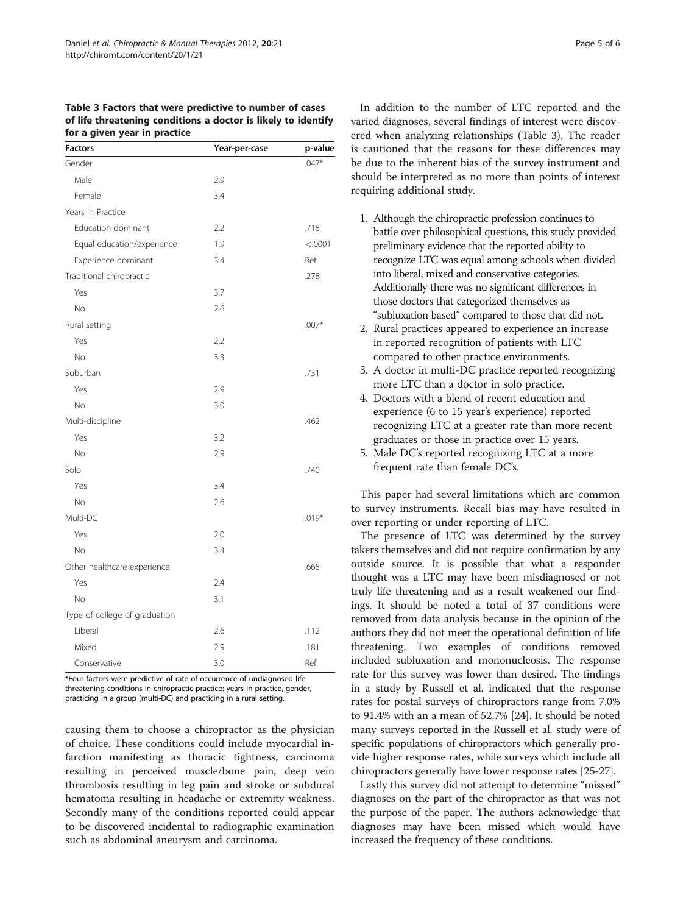**Table 3 Factors that were predictive to number of cases of life threatening conditions a doctor is likely to identify for a given year in practice**

| Factors | Year-per-case | p-value |
|---|---|---|
| Gender | | .047* |
| Male | 2.9 | |
| Female | 3.4 | |
| Years in Practice | | |
| Education dominant | 2.2 | .718 |
| Equal education/experience | 1.9 | <.0001 |
| Experience dominant | 3.4 | Ref |
| Traditional chiropractic | | .278 |
| Yes | 3.7 | |
| No | 2.6 | |
| Rural setting | | .007* |
| Yes | 2.2 | |
| No | 3.3 | |
| Suburban | | .731 |
| Yes | 2.9 | |
| No | 3.0 | |
| Multi-discipline | | .462 |
| Yes | 3.2 | |
| No | 2.9 | |
| Solo | | .740 |
| Yes | 3.4 | |
| No | 2.6 | |
| Multi-DC | | .019* |
| Yes | 2.0 | |
| No | 3.4 | |
| Other healthcare experience | | .668 |
| Yes | 2.4 | |
| No | 3.1 | |
| Type of college of graduation | | |
| Liberal | 2.6 | .112 |
| Mixed | 2.9 | .181 |
| Conservative | 3.0 | Ref |

*Four factors were predictive of rate of occurrence of undiagnosed life threatening conditions in chiropractic practice: years in practice, gender, practicing in a group (multi-DC) and practicing in a rural setting.

causing them to choose a chiropractor as the physician of choice. These conditions could include myocardial infarction manifesting as thoracic tightness, carcinoma resulting in perceived muscle/bone pain, deep vein thrombosis resulting in leg pain and stroke or subdural hematoma resulting in headache or extremity weakness. Secondly many of the conditions reported could appear to be discovered incidental to radiographic examination such as abdominal aneurysm and carcinoma.

In addition to the number of LTC reported and the varied diagnoses, several findings of interest were discovered when analyzing relationships (Table 3). The reader is cautioned that the reasons for these differences may be due to the inherent bias of the survey instrument and should be interpreted as no more than points of interest requiring additional study.

1. Although the chiropractic profession continues to battle over philosophical questions, this study provided preliminary evidence that the reported ability to recognize LTC was equal among schools when divided into liberal, mixed and conservative categories. Additionally there was no significant differences in those doctors that categorized themselves as "subluxation based" compared to those that did not.
2. Rural practices appeared to experience an increase in reported recognition of patients with LTC compared to other practice environments.
3. A doctor in multi-DC practice reported recognizing more LTC than a doctor in solo practice.
4. Doctors with a blend of recent education and experience (6 to 15 year's experience) reported recognizing LTC at a greater rate than more recent graduates or those in practice over 15 years.
5. Male DC's reported recognizing LTC at a more frequent rate than female DC's.

This paper had several limitations which are common to survey instruments. Recall bias may have resulted in over reporting or under reporting of LTC.

The presence of LTC was determined by the survey takers themselves and did not require confirmation by any outside source. It is possible that what a responder thought was a LTC may have been misdiagnosed or not truly life threatening and as a result weakened our findings. It should be noted a total of 37 conditions were removed from data analysis because in the opinion of the authors they did not meet the operational definition of life threatening. Two examples of conditions removed included subluxation and mononucleosis. The response rate for this survey was lower than desired. The findings in a study by Russell et al. indicated that the response rates for postal surveys of chiropractors range from 7.0% to 91.4% with an a mean of 52.7% [24]. It should be noted many surveys reported in the Russell et al. study were of specific populations of chiropractors which generally provide higher response rates, while surveys which include all chiropractors generally have lower response rates [25-27].

Lastly this survey did not attempt to determine "missed" diagnoses on the part of the chiropractor as that was not the purpose of the paper. The authors acknowledge that diagnoses may have been missed which would have increased the frequency of these conditions.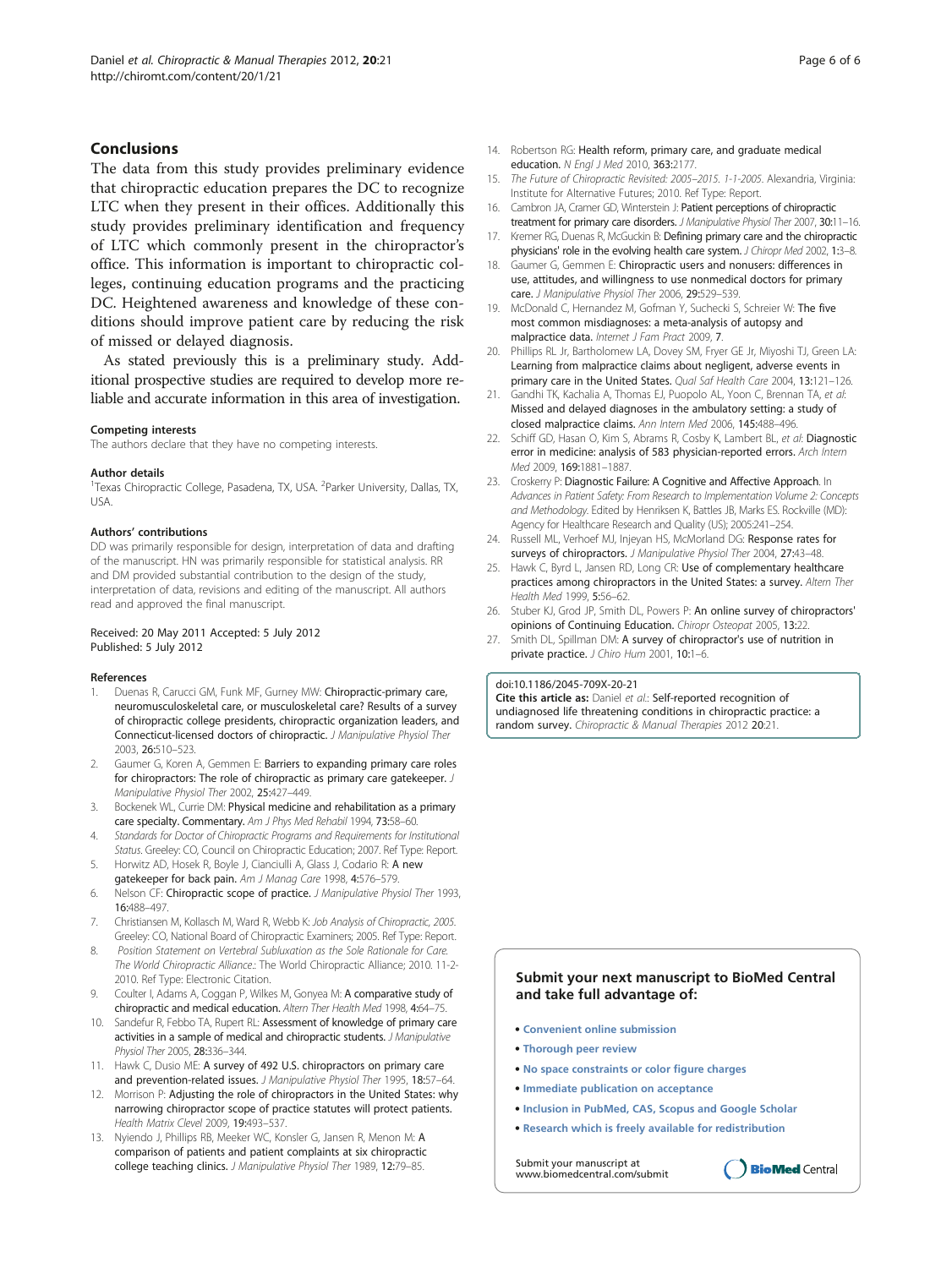## Conclusions

The data from this study provides preliminary evidence that chiropractic education prepares the DC to recognize LTC when they present in their offices. Additionally this study provides preliminary identification and frequency of LTC which commonly present in the chiropractor's office. This information is important to chiropractic colleges, continuing education programs and the practicing DC. Heightened awareness and knowledge of these conditions should improve patient care by reducing the risk of missed or delayed diagnosis.

As stated previously this is a preliminary study. Additional prospective studies are required to develop more reliable and accurate information in this area of investigation.

### Competing interests

The authors declare that they have no competing interests.

### Author details

[1]Texas Chiropractic College, Pasadena, TX, USA. [2]Parker University, Dallas, TX, USA.

### Authors' contributions

DD was primarily responsible for design, interpretation of data and drafting of the manuscript. HN was primarily responsible for statistical analysis. RR and DM provided substantial contribution to the design of the study, interpretation of data, revisions and editing of the manuscript. All authors read and approved the final manuscript.

Received: 20 May 2011 Accepted: 5 July 2012
Published: 5 July 2012

### References

1. Duenas R, Carucci GM, Funk MF, Gurney MW: **Chiropractic-primary care, neuromusculoskeletal care, or musculoskeletal care? Results of a survey of chiropractic college presidents, chiropractic organization leaders, and Connecticut-licensed doctors of chiropractic.** *J Manipulative Physiol Ther* 2003, **26:**510–523.
2. Gaumer G, Koren A, Gemmen E: **Barriers to expanding primary care roles for chiropractors: The role of chiropractic as primary care gatekeeper.** *J Manipulative Physiol Ther* 2002, **25:**427–449.
3. Bockenek WL, Currie DM: **Physical medicine and rehabilitation as a primary care specialty. Commentary.** *Am J Phys Med Rehabil* 1994, **73:**58–60.
4. *Standards for Doctor of Chiropractic Programs and Requirements for Institutional Status*. Greeley: CO, Council on Chiropractic Education; 2007. Ref Type: Report.
5. Horwitz AD, Hosek R, Boyle J, Cianciulli A, Glass J, Codario R: **A new gatekeeper for back pain.** *Am J Manag Care* 1998, **4:**576–579.
6. Nelson CF: **Chiropractic scope of practice.** *J Manipulative Physiol Ther* 1993, **16:**488–497.
7. Christiansen M, Kollasch M, Ward R, Webb K: *Job Analysis of Chiropractic, 2005*. Greeley: CO, National Board of Chiropractic Examiners; 2005. Ref Type: Report.
8. *Position Statement on Vertebral Subluxation as the Sole Rationale for Care. The World Chiropractic Alliance*.: The World Chiropractic Alliance; 2010. 11-2-2010. Ref Type: Electronic Citation.
9. Coulter I, Adams A, Coggan P, Wilkes M, Gonyea M: **A comparative study of chiropractic and medical education.** *Altern Ther Health Med* 1998, **4:**64–75.
10. Sandefur R, Febbo TA, Rupert RL: **Assessment of knowledge of primary care activities in a sample of medical and chiropractic students.** *J Manipulative Physiol Ther* 2005, **28:**336–344.
11. Hawk C, Dusio ME: **A survey of 492 U.S. chiropractors on primary care and prevention-related issues.** *J Manipulative Physiol Ther* 1995, **18:**57–64.
12. Morrison P: **Adjusting the role of chiropractors in the United States: why narrowing chiropractor scope of practice statutes will protect patients.** *Health Matrix Clevel* 2009, **19:**493–537.
13. Nyiendo J, Phillips RB, Meeker WC, Konsler G, Jansen R, Menon M: **A comparison of patients and patient complaints at six chiropractic college teaching clinics.** *J Manipulative Physiol Ther* 1989, **12:**79–85.
14. Robertson RG: **Health reform, primary care, and graduate medical education.** *N Engl J Med* 2010, **363:**2177.
15. *The Future of Chiropractic Revisited: 2005–2015. 1-1-2005*. Alexandria, Virginia: Institute for Alternative Futures; 2010. Ref Type: Report.
16. Cambron JA, Cramer GD, Winterstein J: **Patient perceptions of chiropractic treatment for primary care disorders.** *J Manipulative Physiol Ther* 2007, **30:**11–16.
17. Kremer RG, Duenas R, McGuckin B: **Defining primary care and the chiropractic physicians' role in the evolving health care system.** *J Chiropr Med* 2002, **1:**3–8.
18. Gaumer G, Gemmen E: **Chiropractic users and nonusers: differences in use, attitudes, and willingness to use nonmedical doctors for primary care.** *J Manipulative Physiol Ther* 2006, **29:**529–539.
19. McDonald C, Hernandez M, Gofman Y, Suchecki S, Schreier W: **The five most common misdiagnoses: a meta-analysis of autopsy and malpractice data.** *Internet J Fam Pract* 2009, **7**.
20. Phillips RL Jr, Bartholomew LA, Dovey SM, Fryer GE Jr, Miyoshi TJ, Green LA: **Learning from malpractice claims about negligent, adverse events in primary care in the United States.** *Qual Saf Health Care* 2004, **13:**121–126.
21. Gandhi TK, Kachalia A, Thomas EJ, Puopolo AL, Yoon C, Brennan TA, *et al*: **Missed and delayed diagnoses in the ambulatory setting: a study of closed malpractice claims.** *Ann Intern Med* 2006, **145:**488–496.
22. Schiff GD, Hasan O, Kim S, Abrams R, Cosby K, Lambert BL, *et al*: **Diagnostic error in medicine: analysis of 583 physician-reported errors.** *Arch Intern Med* 2009, **169:**1881–1887.
23. Croskerry P: **Diagnostic Failure: A Cognitive and Affective Approach.** In *Advances in Patient Safety: From Research to Implementation Volume 2: Concepts and Methodology*. Edited by Henriksen K, Battles JB, Marks ES. Rockville (MD): Agency for Healthcare Research and Quality (US); 2005:241–254.
24. Russell ML, Verhoef MJ, Injeyan HS, McMorland DG: **Response rates for surveys of chiropractors.** *J Manipulative Physiol Ther* 2004, **27:**43–48.
25. Hawk C, Byrd L, Jansen RD, Long CR: **Use of complementary healthcare practices among chiropractors in the United States: a survey.** *Altern Ther Health Med* 1999, **5:**56–62.
26. Stuber KJ, Grod JP, Smith DL, Powers P: **An online survey of chiropractors' opinions of Continuing Education.** *Chiropr Osteopat* 2005, **13:**22.
27. Smith DL, Spillman DM: **A survey of chiropractor's use of nutrition in private practice.** *J Chiro Hum* 2001, **10:**1–6.

doi:10.1186/2045-709X-20-21
**Cite this article as:** Daniel *et al.*: Self-reported recognition of undiagnosed life threatening conditions in chiropractic practice: a random survey. *Chiropractic & Manual Therapies* 2012 **20**:21.

**Submit your next manuscript to BioMed Central and take full advantage of:**

- Convenient online submission
- Thorough peer review
- No space constraints or color figure charges
- Immediate publication on acceptance
- Inclusion in PubMed, CAS, Scopus and Google Scholar
- Research which is freely available for redistribution

Submit your manuscript at
www.biomedcentral.com/submit

BioMed Central